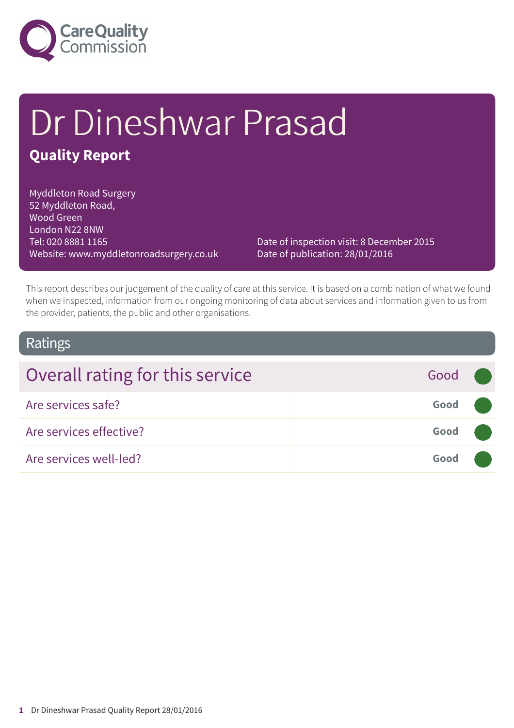Care Quality Commission

# Dr Dineshwar Prasad

## Quality Report

Myddleton Road Surgery
52 Myddleton Road,
Wood Green
London N22 8NW
Tel: 020 8881 1165
Website: www.myddletonroadsurgery.co.uk

Date of inspection visit: 8 December 2015
Date of publication: 28/01/2016

This report describes our judgement of the quality of care at this service. It is based on a combination of what we found when we inspected, information from our ongoing monitoring of data about services and information given to us from the provider, patients, the public and other organisations.

## Ratings

| Overall rating for this service | Good |
|---|---|
| Are services safe? | **Good** |
| Are services effective? | **Good** |
| Are services well-led? | **Good** |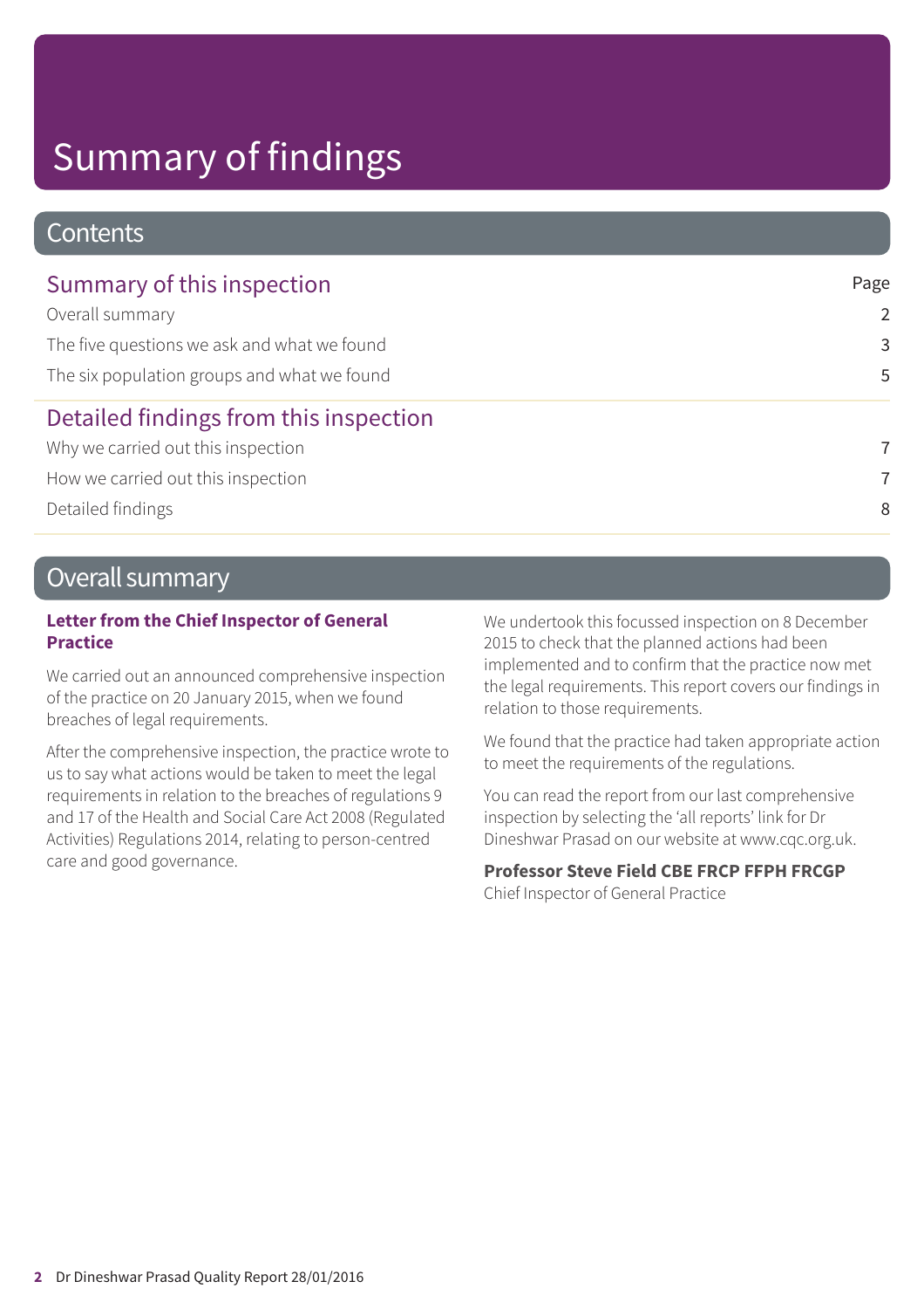# Summary of findings

## Contents

### Summary of this inspection

| | Page |
|---|---|
| Overall summary | 2 |
| The five questions we ask and what we found | 3 |
| The six population groups and what we found | 5 |

### Detailed findings from this inspection

| | |
|---|---|
| Why we carried out this inspection | 7 |
| How we carried out this inspection | 7 |
| Detailed findings | 8 |

## Overall summary

**Letter from the Chief Inspector of General Practice**

We carried out an announced comprehensive inspection of the practice on 20 January 2015, when we found breaches of legal requirements.

After the comprehensive inspection, the practice wrote to us to say what actions would be taken to meet the legal requirements in relation to the breaches of regulations 9 and 17 of the Health and Social Care Act 2008 (Regulated Activities) Regulations 2014, relating to person-centred care and good governance.

We undertook this focussed inspection on 8 December 2015 to check that the planned actions had been implemented and to confirm that the practice now met the legal requirements. This report covers our findings in relation to those requirements.

We found that the practice had taken appropriate action to meet the requirements of the regulations.

You can read the report from our last comprehensive inspection by selecting the 'all reports' link for Dr Dineshwar Prasad on our website at www.cqc.org.uk.

**Professor Steve Field CBE FRCP FFPH FRCGP**
Chief Inspector of General Practice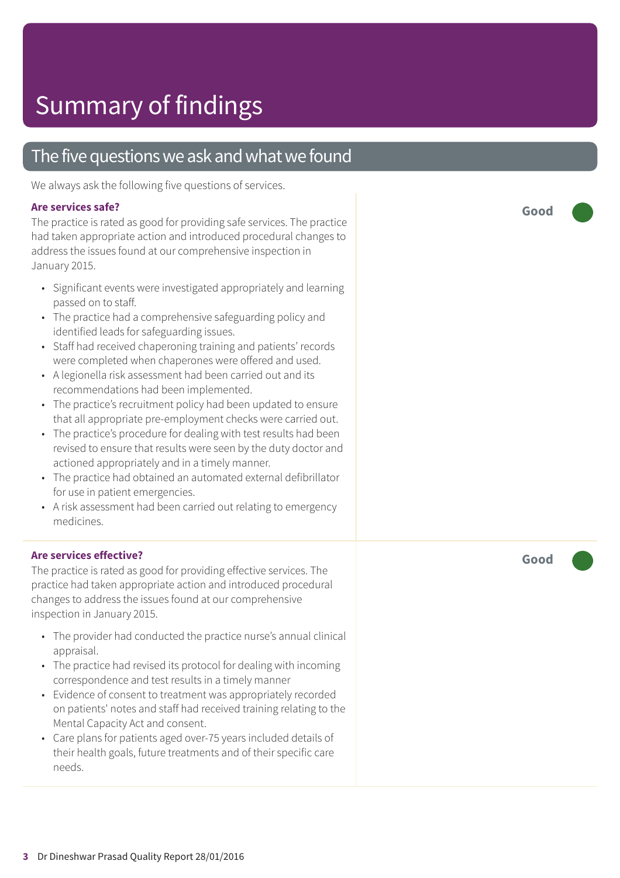# Summary of findings

## The five questions we ask and what we found

We always ask the following five questions of services.

### Are services safe?

**Good**

The practice is rated as good for providing safe services. The practice had taken appropriate action and introduced procedural changes to address the issues found at our comprehensive inspection in January 2015.

- Significant events were investigated appropriately and learning passed on to staff.
- The practice had a comprehensive safeguarding policy and identified leads for safeguarding issues.
- Staff had received chaperoning training and patients' records were completed when chaperones were offered and used.
- A legionella risk assessment had been carried out and its recommendations had been implemented.
- The practice's recruitment policy had been updated to ensure that all appropriate pre-employment checks were carried out.
- The practice's procedure for dealing with test results had been revised to ensure that results were seen by the duty doctor and actioned appropriately and in a timely manner.
- The practice had obtained an automated external defibrillator for use in patient emergencies.
- A risk assessment had been carried out relating to emergency medicines.

### Are services effective?

**Good**

The practice is rated as good for providing effective services. The practice had taken appropriate action and introduced procedural changes to address the issues found at our comprehensive inspection in January 2015.

- The provider had conducted the practice nurse's annual clinical appraisal.
- The practice had revised its protocol for dealing with incoming correspondence and test results in a timely manner
- Evidence of consent to treatment was appropriately recorded on patients' notes and staff had received training relating to the Mental Capacity Act and consent.
- Care plans for patients aged over-75 years included details of their health goals, future treatments and of their specific care needs.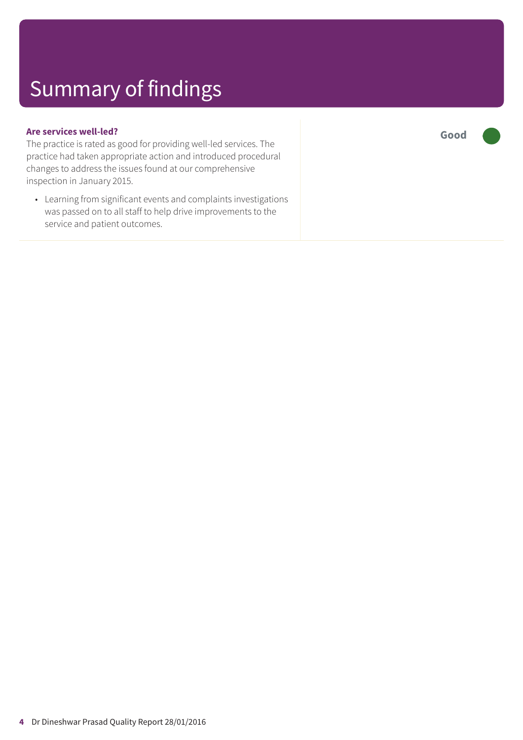# Summary of findings

### Are services well-led?

**Good**

The practice is rated as good for providing well-led services. The practice had taken appropriate action and introduced procedural changes to address the issues found at our comprehensive inspection in January 2015.

- Learning from significant events and complaints investigations was passed on to all staff to help drive improvements to the service and patient outcomes.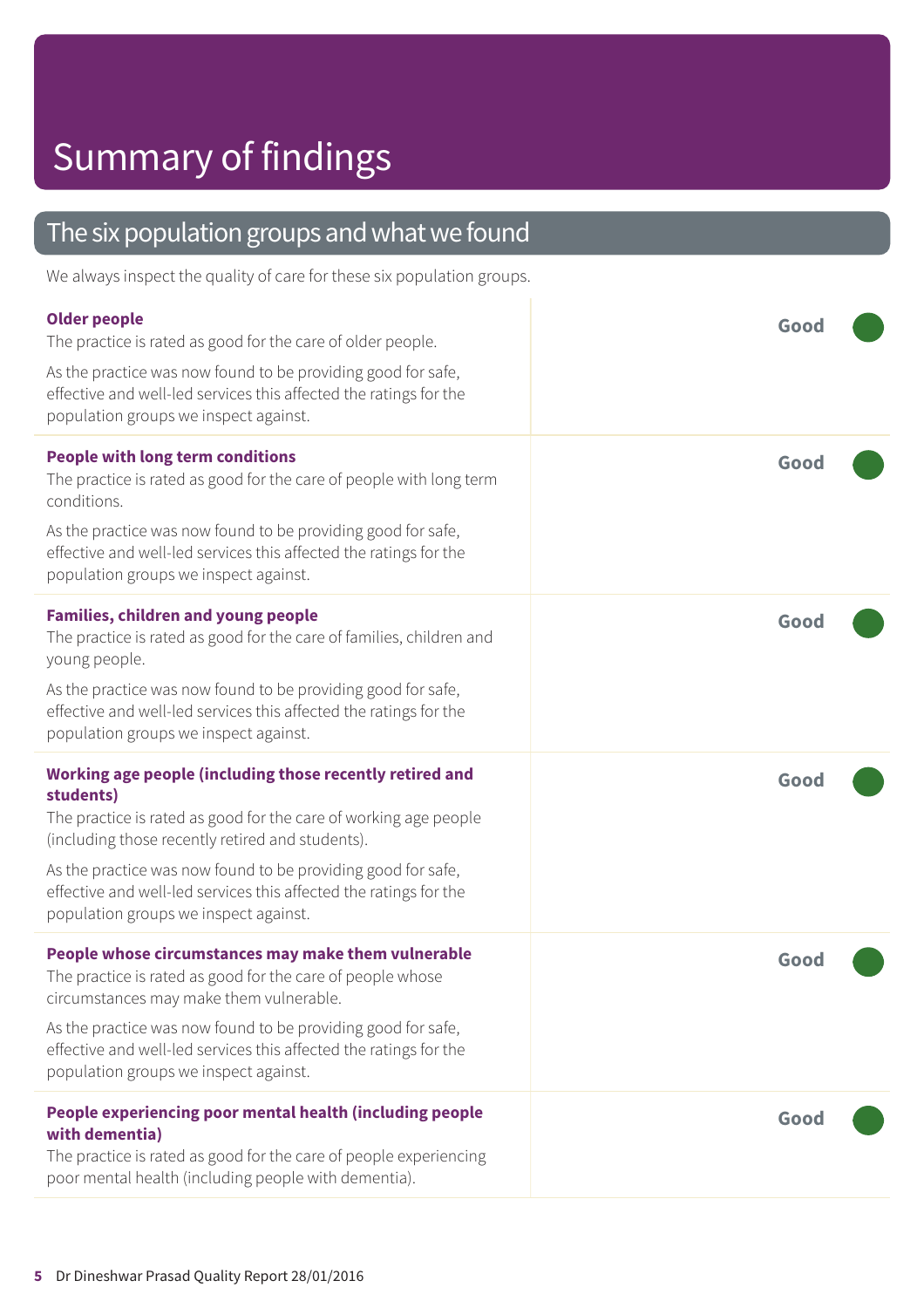# Summary of findings

## The six population groups and what we found

We always inspect the quality of care for these six population groups.

| Population group | Rating |
| --- | --- |
| **Older people**<br>The practice is rated as good for the care of older people.<br>As the practice was now found to be providing good for safe, effective and well-led services this affected the ratings for the population groups we inspect against. | Good |
| **People with long term conditions**<br>The practice is rated as good for the care of people with long term conditions.<br>As the practice was now found to be providing good for safe, effective and well-led services this affected the ratings for the population groups we inspect against. | Good |
| **Families, children and young people**<br>The practice is rated as good for the care of families, children and young people.<br>As the practice was now found to be providing good for safe, effective and well-led services this affected the ratings for the population groups we inspect against. | Good |
| **Working age people (including those recently retired and students)**<br>The practice is rated as good for the care of working age people (including those recently retired and students).<br>As the practice was now found to be providing good for safe, effective and well-led services this affected the ratings for the population groups we inspect against. | Good |
| **People whose circumstances may make them vulnerable**<br>The practice is rated as good for the care of people whose circumstances may make them vulnerable.<br>As the practice was now found to be providing good for safe, effective and well-led services this affected the ratings for the population groups we inspect against. | Good |
| **People experiencing poor mental health (including people with dementia)**<br>The practice is rated as good for the care of people experiencing poor mental health (including people with dementia). | Good |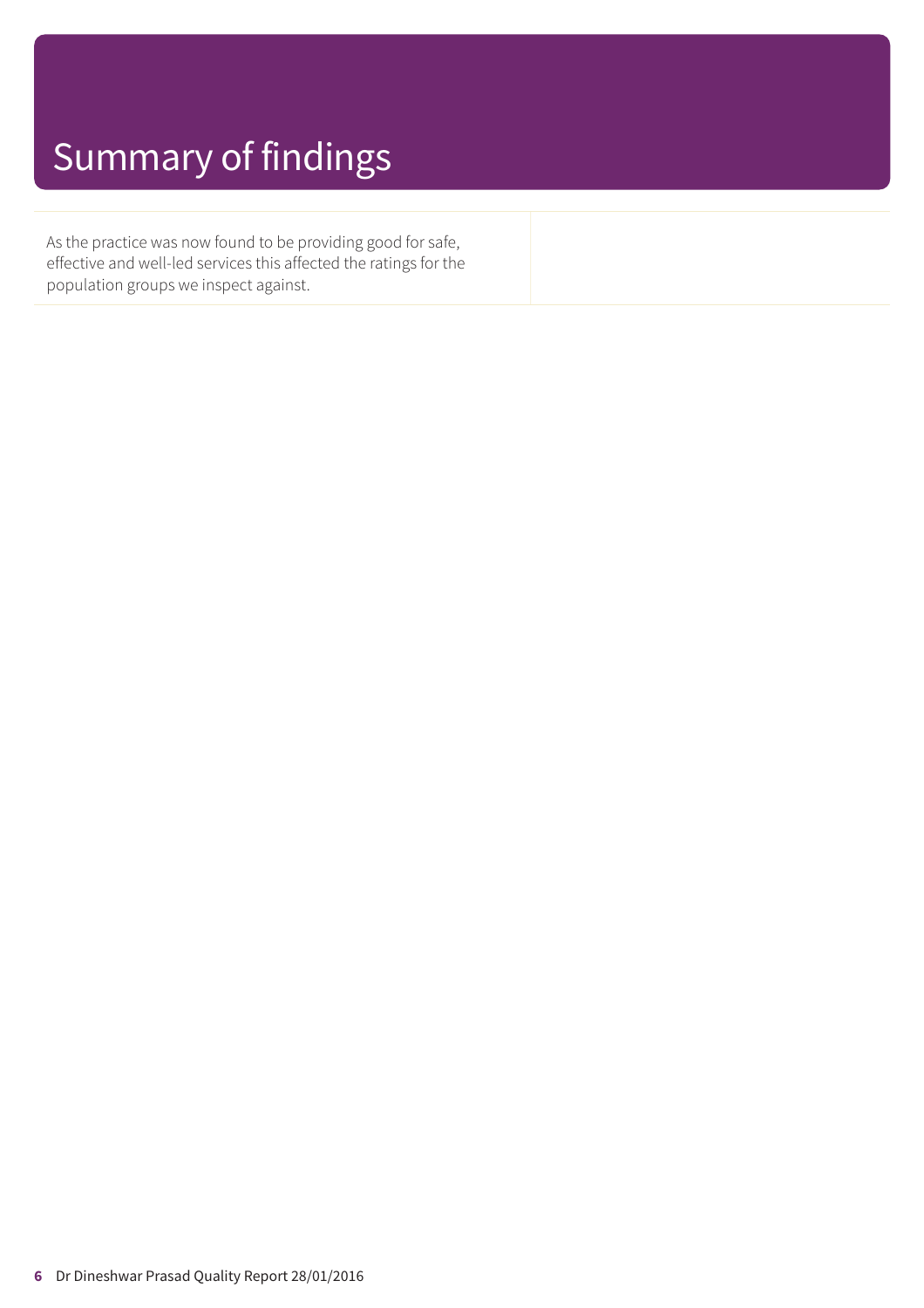# Summary of findings

As the practice was now found to be providing good for safe, effective and well-led services this affected the ratings for the population groups we inspect against.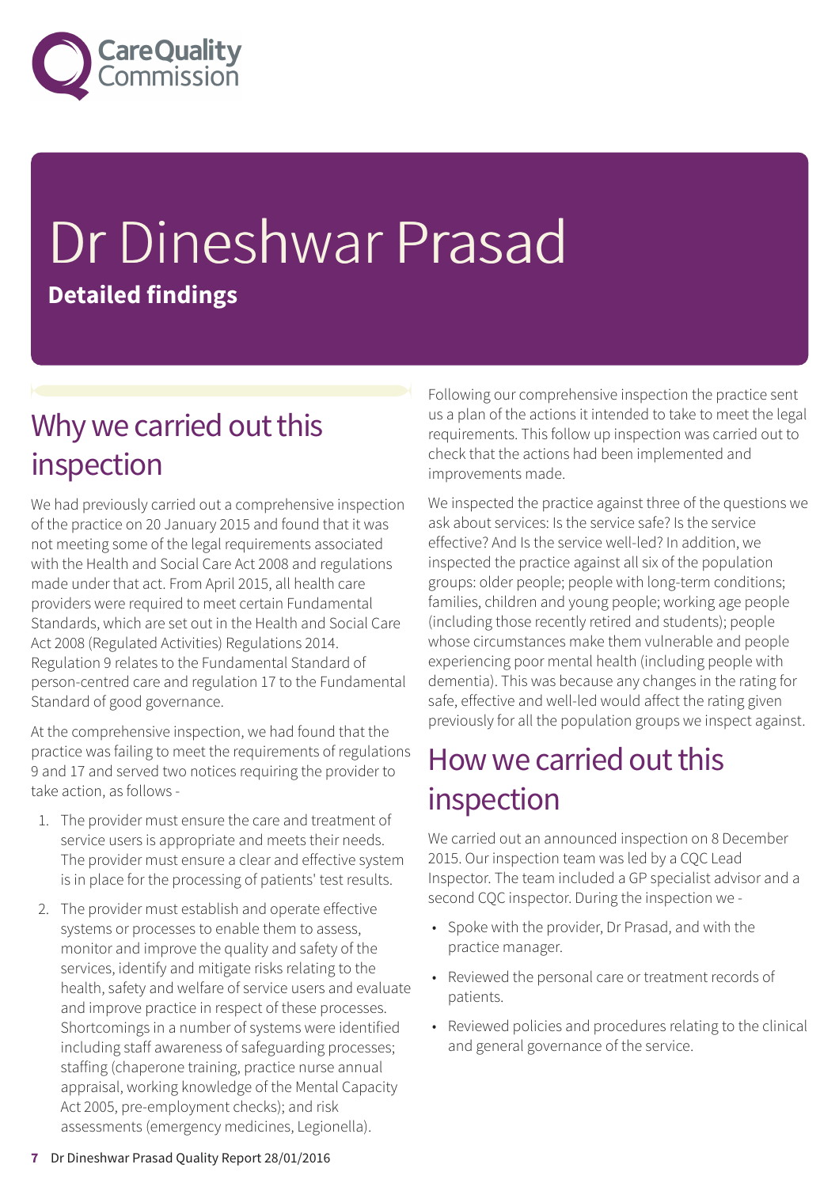# Dr Dineshwar Prasad

**Detailed findings**

## Why we carried out this inspection

We had previously carried out a comprehensive inspection of the practice on 20 January 2015 and found that it was not meeting some of the legal requirements associated with the Health and Social Care Act 2008 and regulations made under that act. From April 2015, all health care providers were required to meet certain Fundamental Standards, which are set out in the Health and Social Care Act 2008 (Regulated Activities) Regulations 2014. Regulation 9 relates to the Fundamental Standard of person-centred care and regulation 17 to the Fundamental Standard of good governance.

At the comprehensive inspection, we had found that the practice was failing to meet the requirements of regulations 9 and 17 and served two notices requiring the provider to take action, as follows -

1. The provider must ensure the care and treatment of service users is appropriate and meets their needs. The provider must ensure a clear and effective system is in place for the processing of patients' test results.
2. The provider must establish and operate effective systems or processes to enable them to assess, monitor and improve the quality and safety of the services, identify and mitigate risks relating to the health, safety and welfare of service users and evaluate and improve practice in respect of these processes. Shortcomings in a number of systems were identified including staff awareness of safeguarding processes; staffing (chaperone training, practice nurse annual appraisal, working knowledge of the Mental Capacity Act 2005, pre-employment checks); and risk assessments (emergency medicines, Legionella).

Following our comprehensive inspection the practice sent us a plan of the actions it intended to take to meet the legal requirements. This follow up inspection was carried out to check that the actions had been implemented and improvements made.

We inspected the practice against three of the questions we ask about services: Is the service safe? Is the service effective? And Is the service well-led? In addition, we inspected the practice against all six of the population groups: older people; people with long-term conditions; families, children and young people; working age people (including those recently retired and students); people whose circumstances make them vulnerable and people experiencing poor mental health (including people with dementia). This was because any changes in the rating for safe, effective and well-led would affect the rating given previously for all the population groups we inspect against.

## How we carried out this inspection

We carried out an announced inspection on 8 December 2015. Our inspection team was led by a CQC Lead Inspector. The team included a GP specialist advisor and a second CQC inspector. During the inspection we -

- Spoke with the provider, Dr Prasad, and with the practice manager.
- Reviewed the personal care or treatment records of patients.
- Reviewed policies and procedures relating to the clinical and general governance of the service.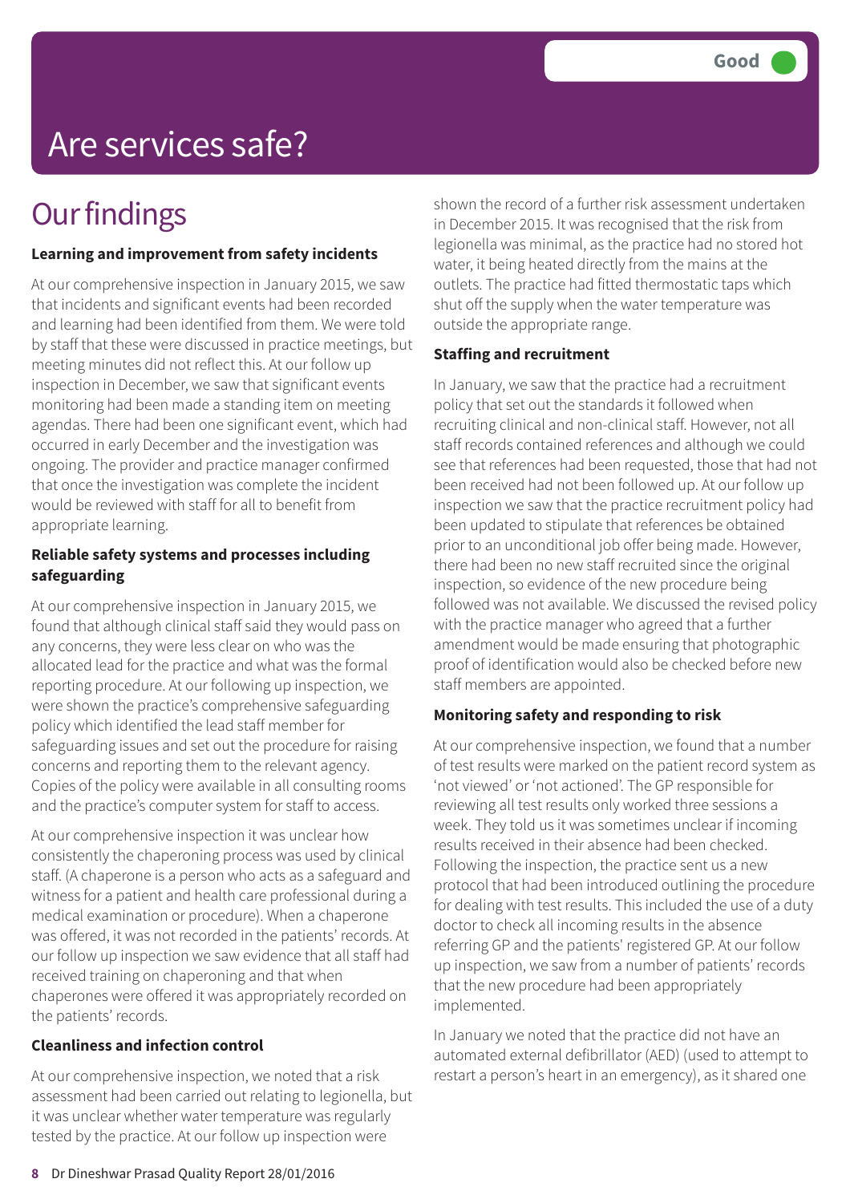Good

# Are services safe?

## Our findings

**Learning and improvement from safety incidents**

At our comprehensive inspection in January 2015, we saw that incidents and significant events had been recorded and learning had been identified from them. We were told by staff that these were discussed in practice meetings, but meeting minutes did not reflect this. At our follow up inspection in December, we saw that significant events monitoring had been made a standing item on meeting agendas. There had been one significant event, which had occurred in early December and the investigation was ongoing. The provider and practice manager confirmed that once the investigation was complete the incident would be reviewed with staff for all to benefit from appropriate learning.

**Reliable safety systems and processes including safeguarding**

At our comprehensive inspection in January 2015, we found that although clinical staff said they would pass on any concerns, they were less clear on who was the allocated lead for the practice and what was the formal reporting procedure. At our following up inspection, we were shown the practice's comprehensive safeguarding policy which identified the lead staff member for safeguarding issues and set out the procedure for raising concerns and reporting them to the relevant agency. Copies of the policy were available in all consulting rooms and the practice's computer system for staff to access.

At our comprehensive inspection it was unclear how consistently the chaperoning process was used by clinical staff. (A chaperone is a person who acts as a safeguard and witness for a patient and health care professional during a medical examination or procedure). When a chaperone was offered, it was not recorded in the patients' records. At our follow up inspection we saw evidence that all staff had received training on chaperoning and that when chaperones were offered it was appropriately recorded on the patients' records.

**Cleanliness and infection control**

At our comprehensive inspection, we noted that a risk assessment had been carried out relating to legionella, but it was unclear whether water temperature was regularly tested by the practice. At our follow up inspection were shown the record of a further risk assessment undertaken in December 2015. It was recognised that the risk from legionella was minimal, as the practice had no stored hot water, it being heated directly from the mains at the outlets. The practice had fitted thermostatic taps which shut off the supply when the water temperature was outside the appropriate range.

**Staffing and recruitment**

In January, we saw that the practice had a recruitment policy that set out the standards it followed when recruiting clinical and non-clinical staff. However, not all staff records contained references and although we could see that references had been requested, those that had not been received had not been followed up. At our follow up inspection we saw that the practice recruitment policy had been updated to stipulate that references be obtained prior to an unconditional job offer being made. However, there had been no new staff recruited since the original inspection, so evidence of the new procedure being followed was not available. We discussed the revised policy with the practice manager who agreed that a further amendment would be made ensuring that photographic proof of identification would also be checked before new staff members are appointed.

**Monitoring safety and responding to risk**

At our comprehensive inspection, we found that a number of test results were marked on the patient record system as 'not viewed' or 'not actioned'. The GP responsible for reviewing all test results only worked three sessions a week. They told us it was sometimes unclear if incoming results received in their absence had been checked. Following the inspection, the practice sent us a new protocol that had been introduced outlining the procedure for dealing with test results. This included the use of a duty doctor to check all incoming results in the absence referring GP and the patients' registered GP. At our follow up inspection, we saw from a number of patients' records that the new procedure had been appropriately implemented.

In January we noted that the practice did not have an automated external defibrillator (AED) (used to attempt to restart a person's heart in an emergency), as it shared one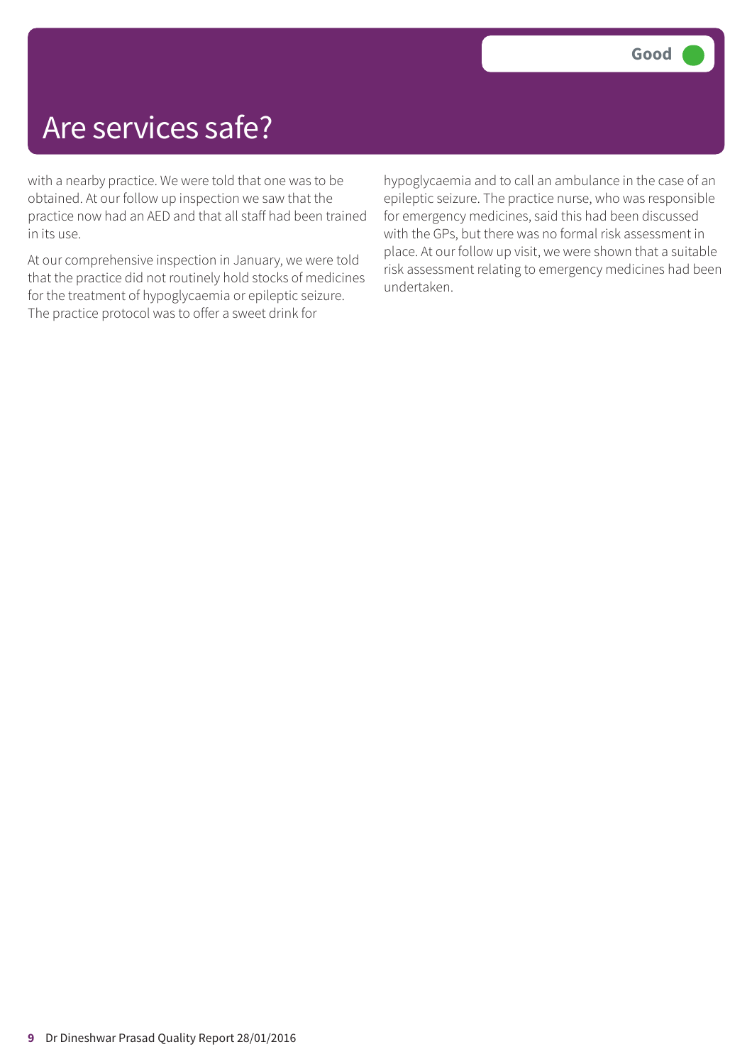# Are services safe?

Good

with a nearby practice. We were told that one was to be obtained. At our follow up inspection we saw that the practice now had an AED and that all staff had been trained in its use.

At our comprehensive inspection in January, we were told that the practice did not routinely hold stocks of medicines for the treatment of hypoglycaemia or epileptic seizure. The practice protocol was to offer a sweet drink for hypoglycaemia and to call an ambulance in the case of an epileptic seizure. The practice nurse, who was responsible for emergency medicines, said this had been discussed with the GPs, but there was no formal risk assessment in place. At our follow up visit, we were shown that a suitable risk assessment relating to emergency medicines had been undertaken.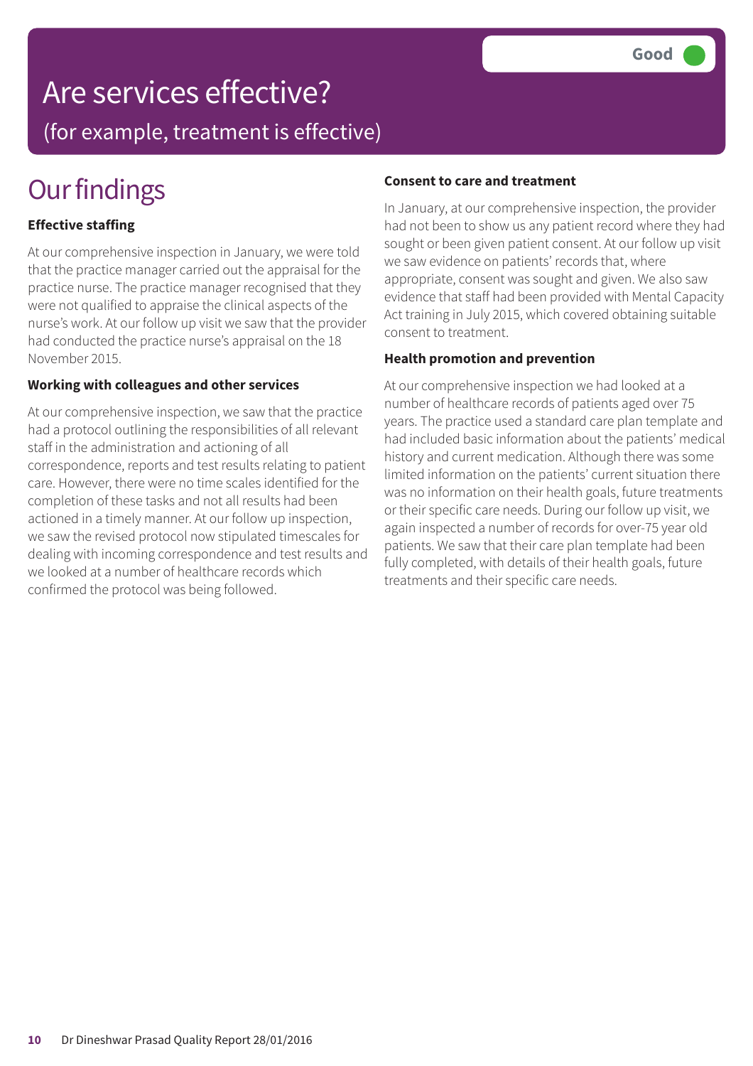# Are services effective?

(for example, treatment is effective)

**Good**

## Our findings

### Effective staffing

At our comprehensive inspection in January, we were told that the practice manager carried out the appraisal for the practice nurse. The practice manager recognised that they were not qualified to appraise the clinical aspects of the nurse's work. At our follow up visit we saw that the provider had conducted the practice nurse's appraisal on the 18 November 2015.

### Working with colleagues and other services

At our comprehensive inspection, we saw that the practice had a protocol outlining the responsibilities of all relevant staff in the administration and actioning of all correspondence, reports and test results relating to patient care. However, there were no time scales identified for the completion of these tasks and not all results had been actioned in a timely manner. At our follow up inspection, we saw the revised protocol now stipulated timescales for dealing with incoming correspondence and test results and we looked at a number of healthcare records which confirmed the protocol was being followed.

### Consent to care and treatment

In January, at our comprehensive inspection, the provider had not been to show us any patient record where they had sought or been given patient consent. At our follow up visit we saw evidence on patients' records that, where appropriate, consent was sought and given. We also saw evidence that staff had been provided with Mental Capacity Act training in July 2015, which covered obtaining suitable consent to treatment.

### Health promotion and prevention

At our comprehensive inspection we had looked at a number of healthcare records of patients aged over 75 years. The practice used a standard care plan template and had included basic information about the patients' medical history and current medication. Although there was some limited information on the patients' current situation there was no information on their health goals, future treatments or their specific care needs. During our follow up visit, we again inspected a number of records for over-75 year old patients. We saw that their care plan template had been fully completed, with details of their health goals, future treatments and their specific care needs.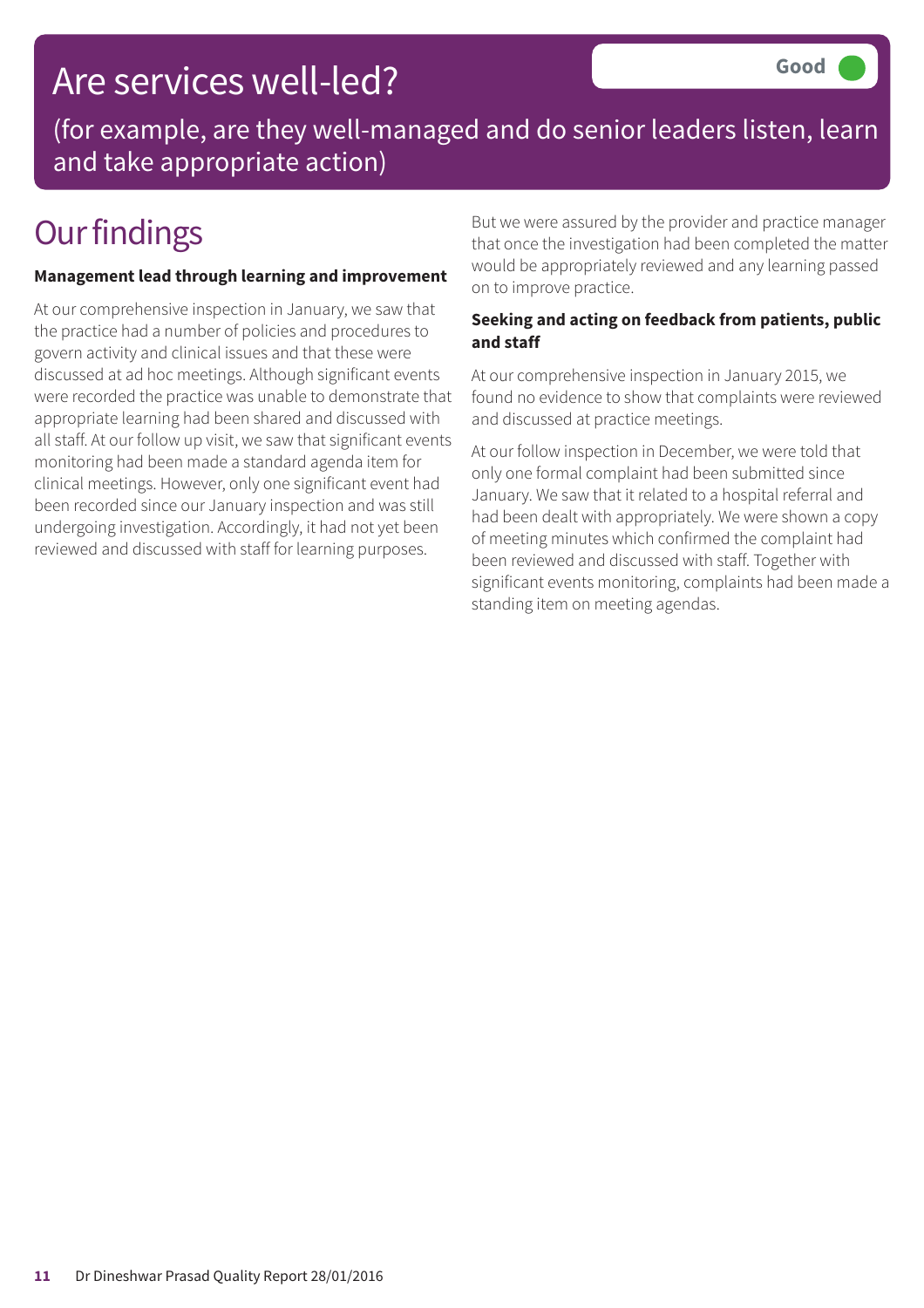# Are services well-led?

Good

(for example, are they well-managed and do senior leaders listen, learn and take appropriate action)

## Our findings

**Management lead through learning and improvement**

At our comprehensive inspection in January, we saw that the practice had a number of policies and procedures to govern activity and clinical issues and that these were discussed at ad hoc meetings. Although significant events were recorded the practice was unable to demonstrate that appropriate learning had been shared and discussed with all staff. At our follow up visit, we saw that significant events monitoring had been made a standard agenda item for clinical meetings. However, only one significant event had been recorded since our January inspection and was still undergoing investigation. Accordingly, it had not yet been reviewed and discussed with staff for learning purposes. But we were assured by the provider and practice manager that once the investigation had been completed the matter would be appropriately reviewed and any learning passed on to improve practice.

**Seeking and acting on feedback from patients, public and staff**

At our comprehensive inspection in January 2015, we found no evidence to show that complaints were reviewed and discussed at practice meetings.

At our follow inspection in December, we were told that only one formal complaint had been submitted since January. We saw that it related to a hospital referral and had been dealt with appropriately. We were shown a copy of meeting minutes which confirmed the complaint had been reviewed and discussed with staff. Together with significant events monitoring, complaints had been made a standing item on meeting agendas.